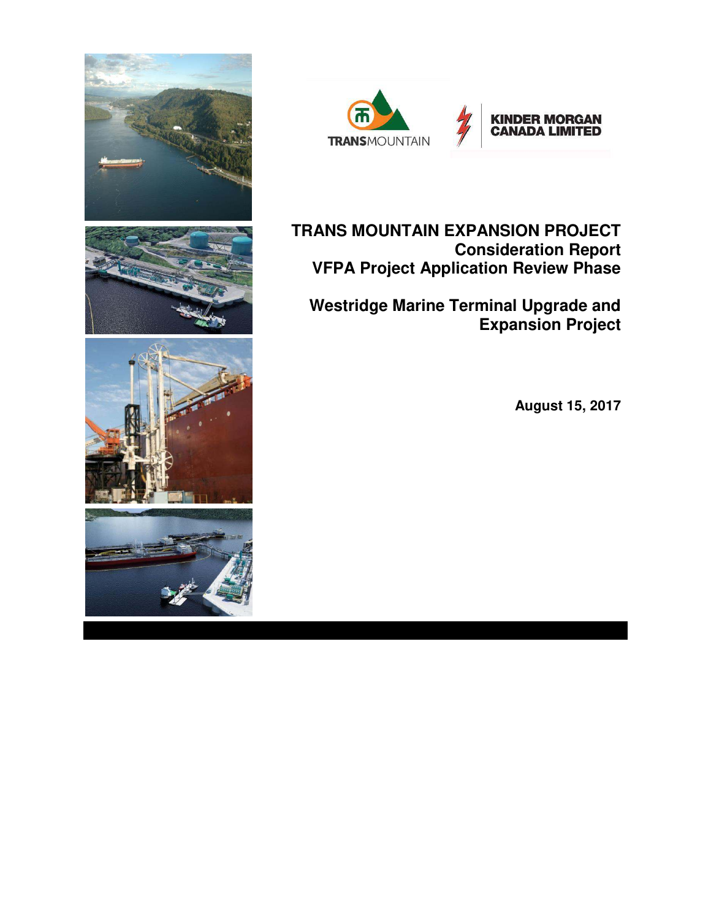TRANSMOUNTAIN

KINDER MORGAN CANADA LIMITED

# TRANS MOUNTAIN EXPANSION PROJECT
## Consideration Report
## VFPA Project Application Review Phase

## Westridge Marine Terminal Upgrade and Expansion Project

**August 15, 2017**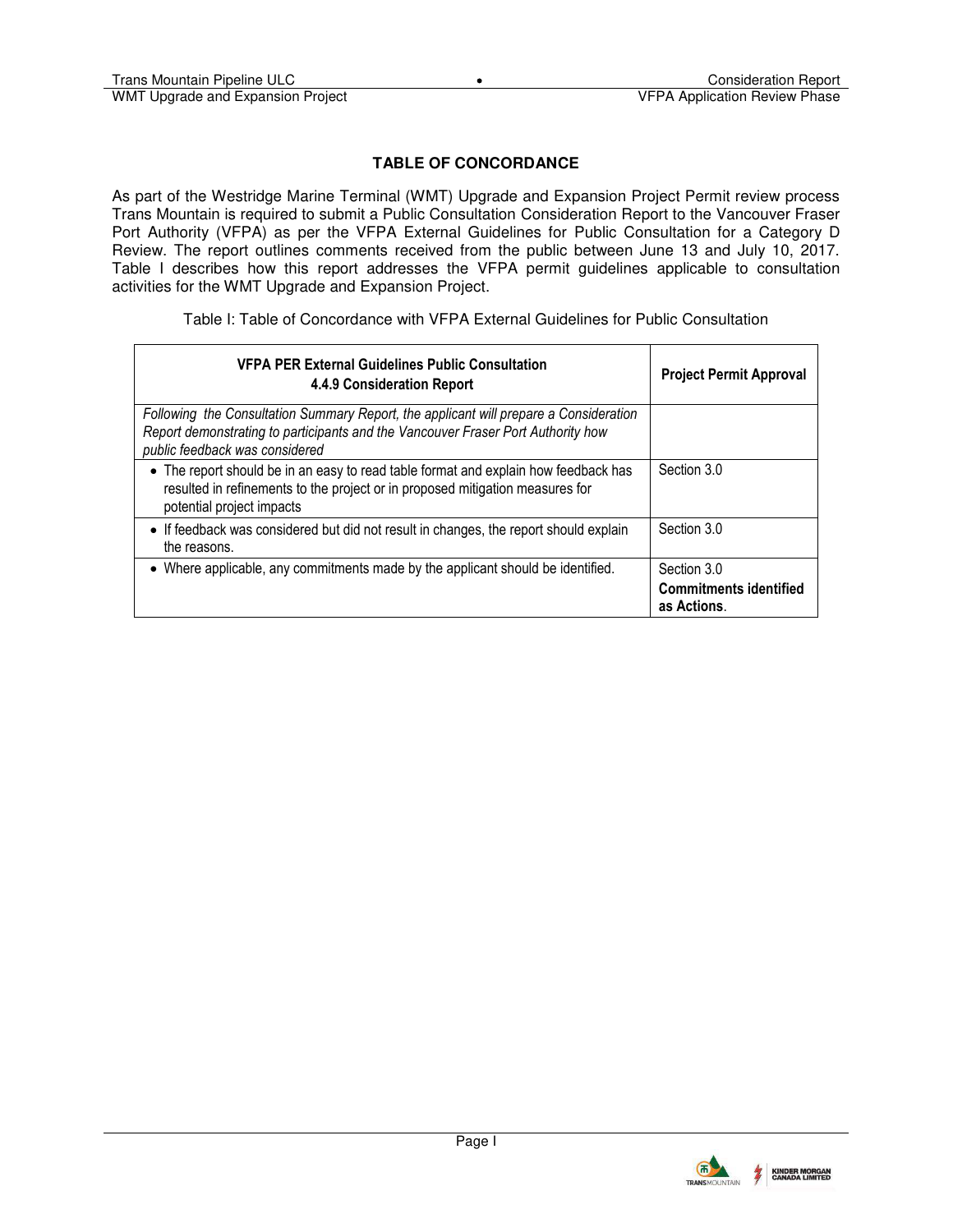## TABLE OF CONCORDANCE

As part of the Westridge Marine Terminal (WMT) Upgrade and Expansion Project Permit review process Trans Mountain is required to submit a Public Consultation Consideration Report to the Vancouver Fraser Port Authority (VFPA) as per the VFPA External Guidelines for Public Consultation for a Category D Review. The report outlines comments received from the public between June 13 and July 10, 2017. Table I describes how this report addresses the VFPA permit guidelines applicable to consultation activities for the WMT Upgrade and Expansion Project.

Table I: Table of Concordance with VFPA External Guidelines for Public Consultation

| **VFPA PER External Guidelines Public Consultation 4.4.9 Consideration Report** | **Project Permit Approval** |
|---|---|
| *Following the Consultation Summary Report, the applicant will prepare a Consideration Report demonstrating to participants and the Vancouver Fraser Port Authority how public feedback was considered* | |
| • The report should be in an easy to read table format and explain how feedback has resulted in refinements to the project or in proposed mitigation measures for potential project impacts | Section 3.0 |
| • If feedback was considered but did not result in changes, the report should explain the reasons. | Section 3.0 |
| • Where applicable, any commitments made by the applicant should be identified. | Section 3.0 **Commitments identified as Actions**. |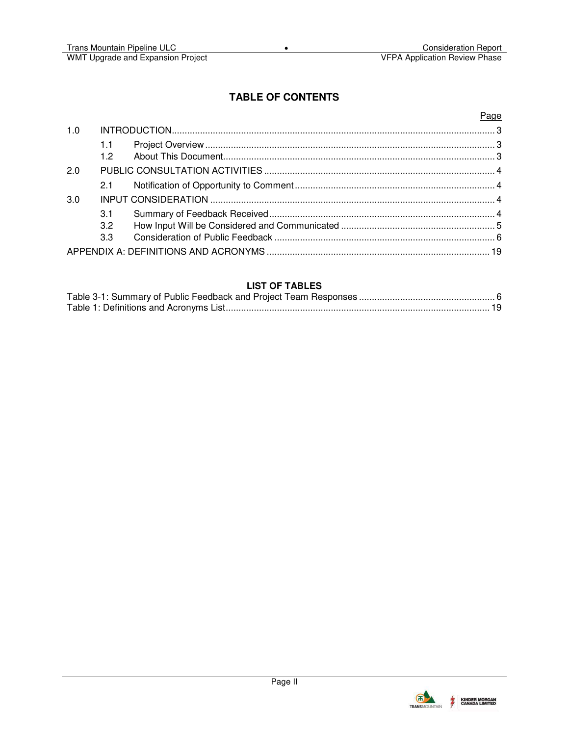## TABLE OF CONTENTS

| | | Page |
|---|---|---|
| 1.0 | INTRODUCTION | 3 |
| 1.1 | Project Overview | 3 |
| 1.2 | About This Document | 3 |
| 2.0 | PUBLIC CONSULTATION ACTIVITIES | 4 |
| 2.1 | Notification of Opportunity to Comment | 4 |
| 3.0 | INPUT CONSIDERATION | 4 |
| 3.1 | Summary of Feedback Received | 4 |
| 3.2 | How Input Will be Considered and Communicated | 5 |
| 3.3 | Consideration of Public Feedback | 6 |
| | APPENDIX A: DEFINITIONS AND ACRONYMS | 19 |

### LIST OF TABLES

| | |
|---|---|
| Table 3-1: Summary of Public Feedback and Project Team Responses | 6 |
| Table 1: Definitions and Acronyms List | 19 |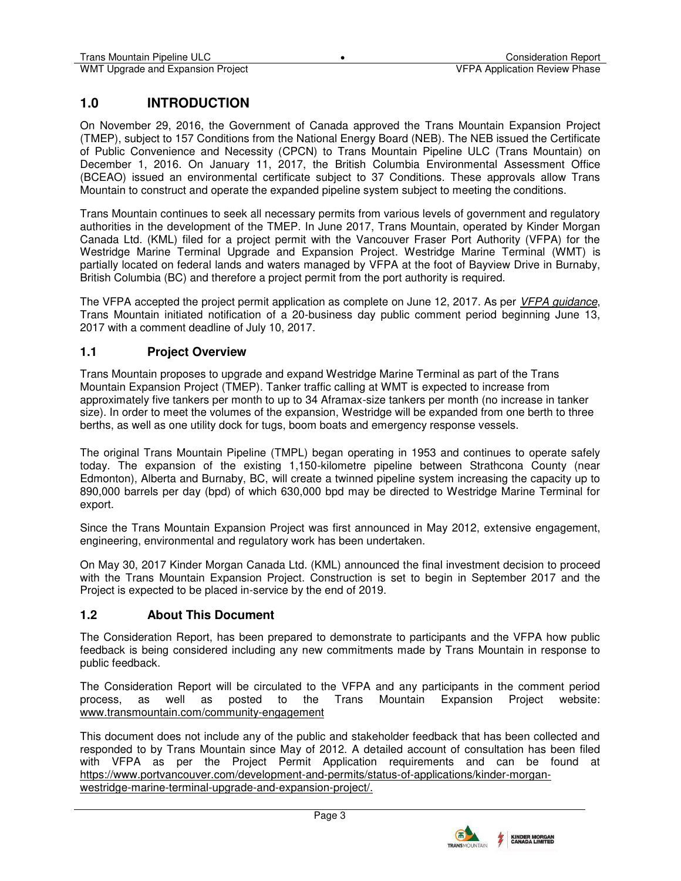# 1.0 INTRODUCTION

On November 29, 2016, the Government of Canada approved the Trans Mountain Expansion Project (TMEP), subject to 157 Conditions from the National Energy Board (NEB). The NEB issued the Certificate of Public Convenience and Necessity (CPCN) to Trans Mountain Pipeline ULC (Trans Mountain) on December 1, 2016. On January 11, 2017, the British Columbia Environmental Assessment Office (BCEAO) issued an environmental certificate subject to 37 Conditions. These approvals allow Trans Mountain to construct and operate the expanded pipeline system subject to meeting the conditions.

Trans Mountain continues to seek all necessary permits from various levels of government and regulatory authorities in the development of the TMEP. In June 2017, Trans Mountain, operated by Kinder Morgan Canada Ltd. (KML) filed for a project permit with the Vancouver Fraser Port Authority (VFPA) for the Westridge Marine Terminal Upgrade and Expansion Project. Westridge Marine Terminal (WMT) is partially located on federal lands and waters managed by VFPA at the foot of Bayview Drive in Burnaby, British Columbia (BC) and therefore a project permit from the port authority is required.

The VFPA accepted the project permit application as complete on June 12, 2017. As per *VFPA guidance*, Trans Mountain initiated notification of a 20-business day public comment period beginning June 13, 2017 with a comment deadline of July 10, 2017.

## 1.1 Project Overview

Trans Mountain proposes to upgrade and expand Westridge Marine Terminal as part of the Trans Mountain Expansion Project (TMEP). Tanker traffic calling at WMT is expected to increase from approximately five tankers per month to up to 34 Aframax-size tankers per month (no increase in tanker size). In order to meet the volumes of the expansion, Westridge will be expanded from one berth to three berths, as well as one utility dock for tugs, boom boats and emergency response vessels.

The original Trans Mountain Pipeline (TMPL) began operating in 1953 and continues to operate safely today. The expansion of the existing 1,150-kilometre pipeline between Strathcona County (near Edmonton), Alberta and Burnaby, BC, will create a twinned pipeline system increasing the capacity up to 890,000 barrels per day (bpd) of which 630,000 bpd may be directed to Westridge Marine Terminal for export.

Since the Trans Mountain Expansion Project was first announced in May 2012, extensive engagement, engineering, environmental and regulatory work has been undertaken.

On May 30, 2017 Kinder Morgan Canada Ltd. (KML) announced the final investment decision to proceed with the Trans Mountain Expansion Project. Construction is set to begin in September 2017 and the Project is expected to be placed in-service by the end of 2019.

## 1.2 About This Document

The Consideration Report, has been prepared to demonstrate to participants and the VFPA how public feedback is being considered including any new commitments made by Trans Mountain in response to public feedback.

The Consideration Report will be circulated to the VFPA and any participants in the comment period process, as well as posted to the Trans Mountain Expansion Project website: www.transmountain.com/community-engagement

This document does not include any of the public and stakeholder feedback that has been collected and responded to by Trans Mountain since May of 2012. A detailed account of consultation has been filed with VFPA as per the Project Permit Application requirements and can be found at https://www.portvancouver.com/development-and-permits/status-of-applications/kinder-morgan-westridge-marine-terminal-upgrade-and-expansion-project/.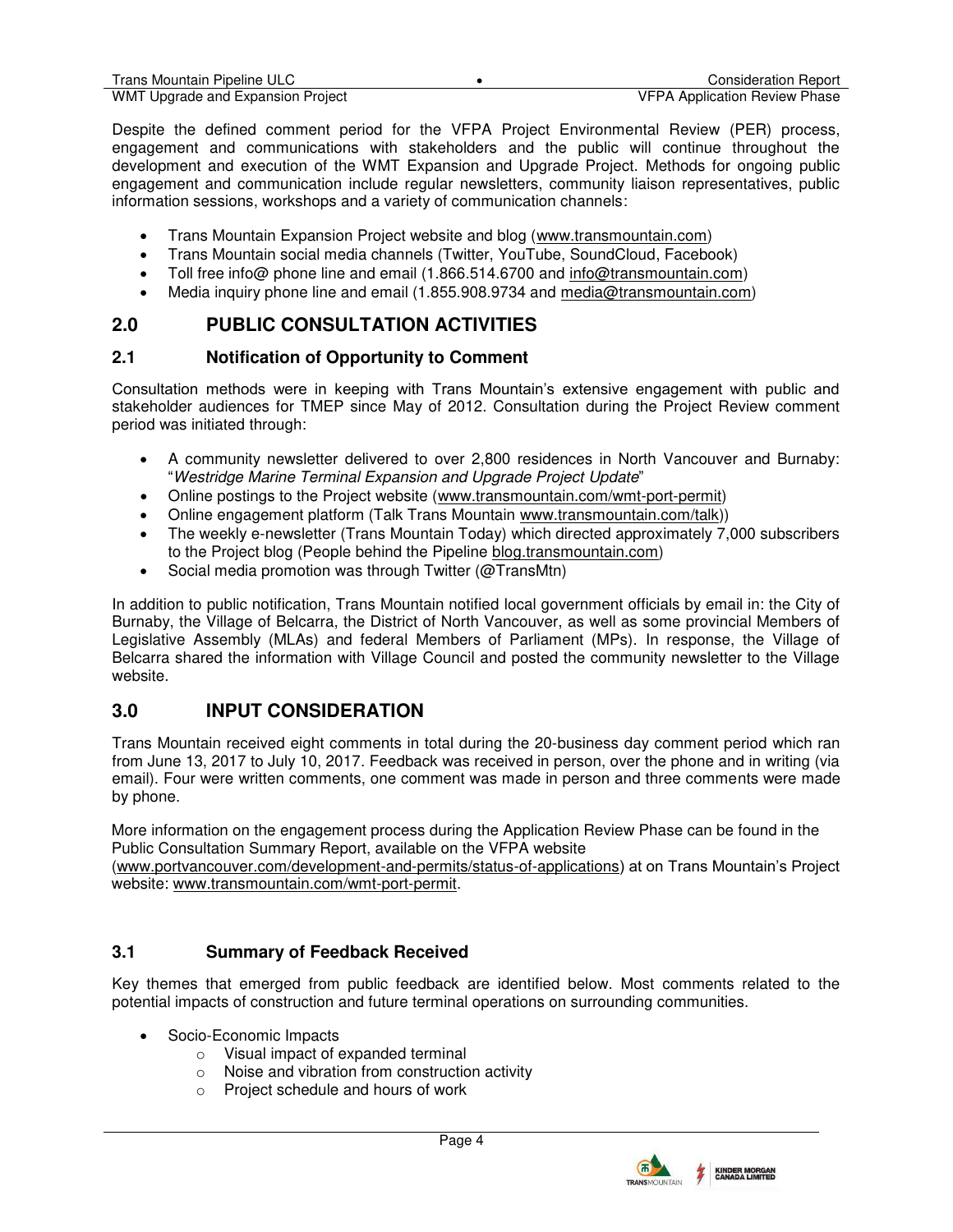Despite the defined comment period for the VFPA Project Environmental Review (PER) process, engagement and communications with stakeholders and the public will continue throughout the development and execution of the WMT Expansion and Upgrade Project. Methods for ongoing public engagement and communication include regular newsletters, community liaison representatives, public information sessions, workshops and a variety of communication channels:

- Trans Mountain Expansion Project website and blog (www.transmountain.com)
- Trans Mountain social media channels (Twitter, YouTube, SoundCloud, Facebook)
- Toll free info@ phone line and email (1.866.514.6700 and info@transmountain.com)
- Media inquiry phone line and email (1.855.908.9734 and media@transmountain.com)

## 2.0 PUBLIC CONSULTATION ACTIVITIES

### 2.1 Notification of Opportunity to Comment

Consultation methods were in keeping with Trans Mountain's extensive engagement with public and stakeholder audiences for TMEP since May of 2012. Consultation during the Project Review comment period was initiated through:

- A community newsletter delivered to over 2,800 residences in North Vancouver and Burnaby: "*Westridge Marine Terminal Expansion and Upgrade Project Update*"
- Online postings to the Project website (www.transmountain.com/wmt-port-permit)
- Online engagement platform (Talk Trans Mountain www.transmountain.com/talk))
- The weekly e-newsletter (Trans Mountain Today) which directed approximately 7,000 subscribers to the Project blog (People behind the Pipeline blog.transmountain.com)
- Social media promotion was through Twitter (@TransMtn)

In addition to public notification, Trans Mountain notified local government officials by email in: the City of Burnaby, the Village of Belcarra, the District of North Vancouver, as well as some provincial Members of Legislative Assembly (MLAs) and federal Members of Parliament (MPs). In response, the Village of Belcarra shared the information with Village Council and posted the community newsletter to the Village website.

## 3.0 INPUT CONSIDERATION

Trans Mountain received eight comments in total during the 20-business day comment period which ran from June 13, 2017 to July 10, 2017. Feedback was received in person, over the phone and in writing (via email). Four were written comments, one comment was made in person and three comments were made by phone.

More information on the engagement process during the Application Review Phase can be found in the Public Consultation Summary Report, available on the VFPA website (www.portvancouver.com/development-and-permits/status-of-applications) at on Trans Mountain's Project website: www.transmountain.com/wmt-port-permit.

### 3.1 Summary of Feedback Received

Key themes that emerged from public feedback are identified below. Most comments related to the potential impacts of construction and future terminal operations on surrounding communities.

- Socio-Economic Impacts
  - Visual impact of expanded terminal
  - Noise and vibration from construction activity
  - Project schedule and hours of work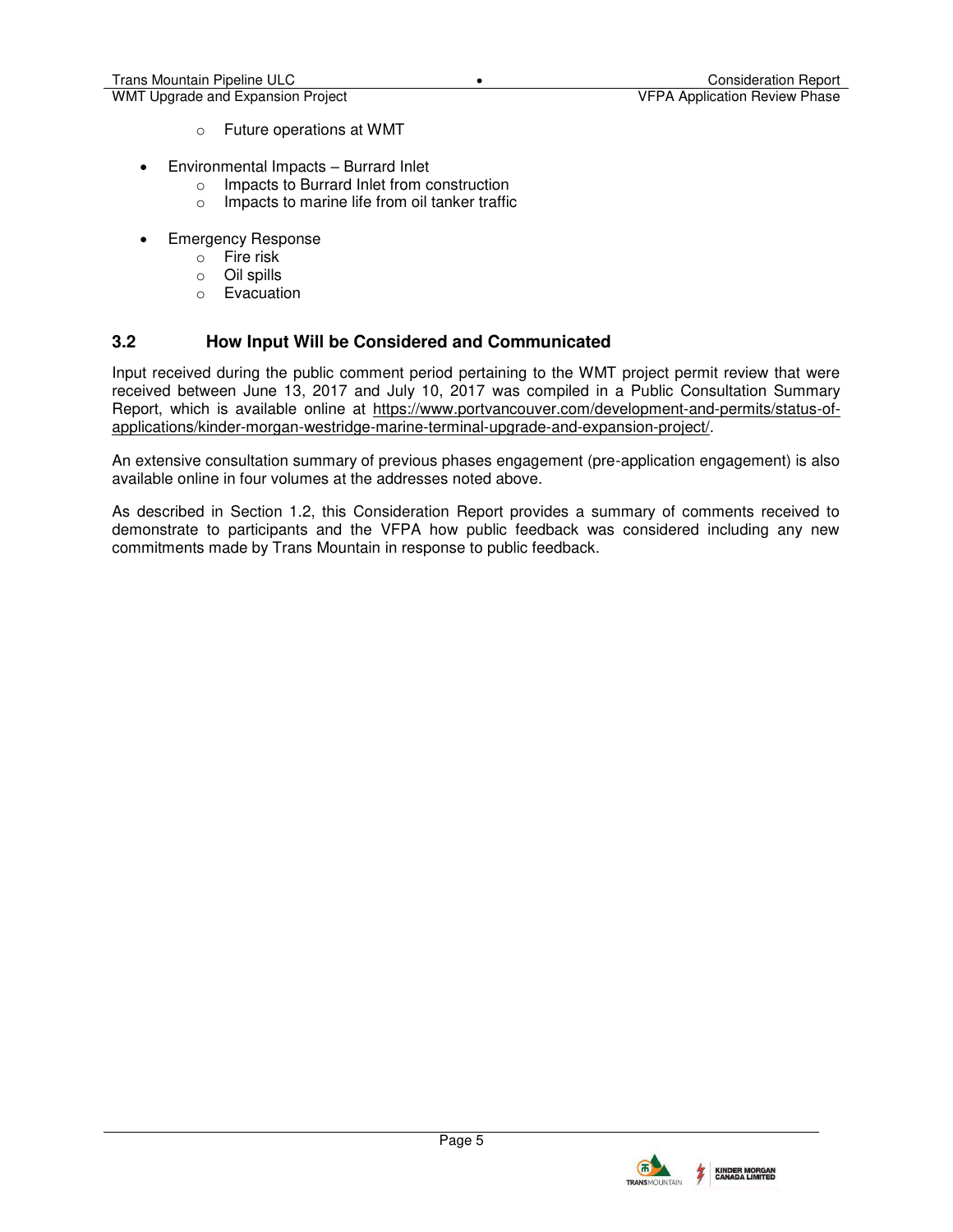- Future operations at WMT

- Environmental Impacts – Burrard Inlet
  - Impacts to Burrard Inlet from construction
  - Impacts to marine life from oil tanker traffic

- Emergency Response
  - Fire risk
  - Oil spills
  - Evacuation

### 3.2 How Input Will be Considered and Communicated

Input received during the public comment period pertaining to the WMT project permit review that were received between June 13, 2017 and July 10, 2017 was compiled in a Public Consultation Summary Report, which is available online at https://www.portvancouver.com/development-and-permits/status-of-applications/kinder-morgan-westridge-marine-terminal-upgrade-and-expansion-project/.

An extensive consultation summary of previous phases engagement (pre-application engagement) is also available online in four volumes at the addresses noted above.

As described in Section 1.2, this Consideration Report provides a summary of comments received to demonstrate to participants and the VFPA how public feedback was considered including any new commitments made by Trans Mountain in response to public feedback.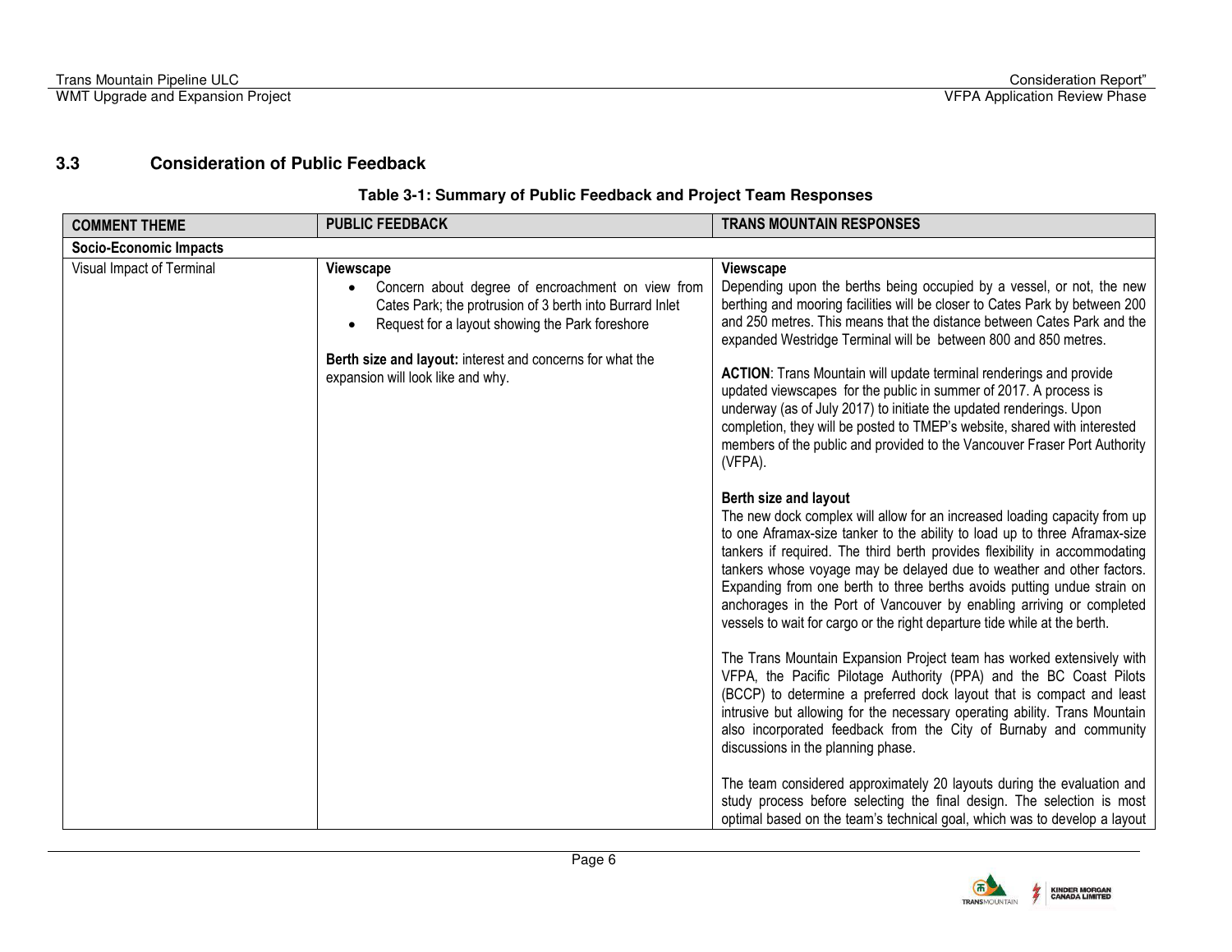## 3.3 Consideration of Public Feedback

**Table 3-1: Summary of Public Feedback and Project Team Responses**

| COMMENT THEME | PUBLIC FEEDBACK | TRANS MOUNTAIN RESPONSES |
|---|---|---|
| **Socio-Economic Impacts** | | |
| Visual Impact of Terminal | **Viewscape**<br>• Concern about degree of encroachment on view from Cates Park; the protrusion of 3 berth into Burrard Inlet<br>• Request for a layout showing the Park foreshore<br><br>**Berth size and layout:** interest and concerns for what the expansion will look like and why. | **Viewscape**<br>Depending upon the berths being occupied by a vessel, or not, the new berthing and mooring facilities will be closer to Cates Park by between 200 and 250 metres. This means that the distance between Cates Park and the expanded Westridge Terminal will be between 800 and 850 metres.<br><br>**ACTION**: Trans Mountain will update terminal renderings and provide updated viewscapes for the public in summer of 2017. A process is underway (as of July 2017) to initiate the updated renderings. Upon completion, they will be posted to TMEP's website, shared with interested members of the public and provided to the Vancouver Fraser Port Authority (VFPA).<br><br>**Berth size and layout**<br>The new dock complex will allow for an increased loading capacity from up to one Aframax-size tanker to the ability to load up to three Aframax-size tankers if required. The third berth provides flexibility in accommodating tankers whose voyage may be delayed due to weather and other factors. Expanding from one berth to three berths avoids putting undue strain on anchorages in the Port of Vancouver by enabling arriving or completed vessels to wait for cargo or the right departure tide while at the berth.<br><br>The Trans Mountain Expansion Project team has worked extensively with VFPA, the Pacific Pilotage Authority (PPA) and the BC Coast Pilots (BCCP) to determine a preferred dock layout that is compact and least intrusive but allowing for the necessary operating ability. Trans Mountain also incorporated feedback from the City of Burnaby and community discussions in the planning phase.<br><br>The team considered approximately 20 layouts during the evaluation and study process before selecting the final design. The selection is most optimal based on the team's technical goal, which was to develop a layout |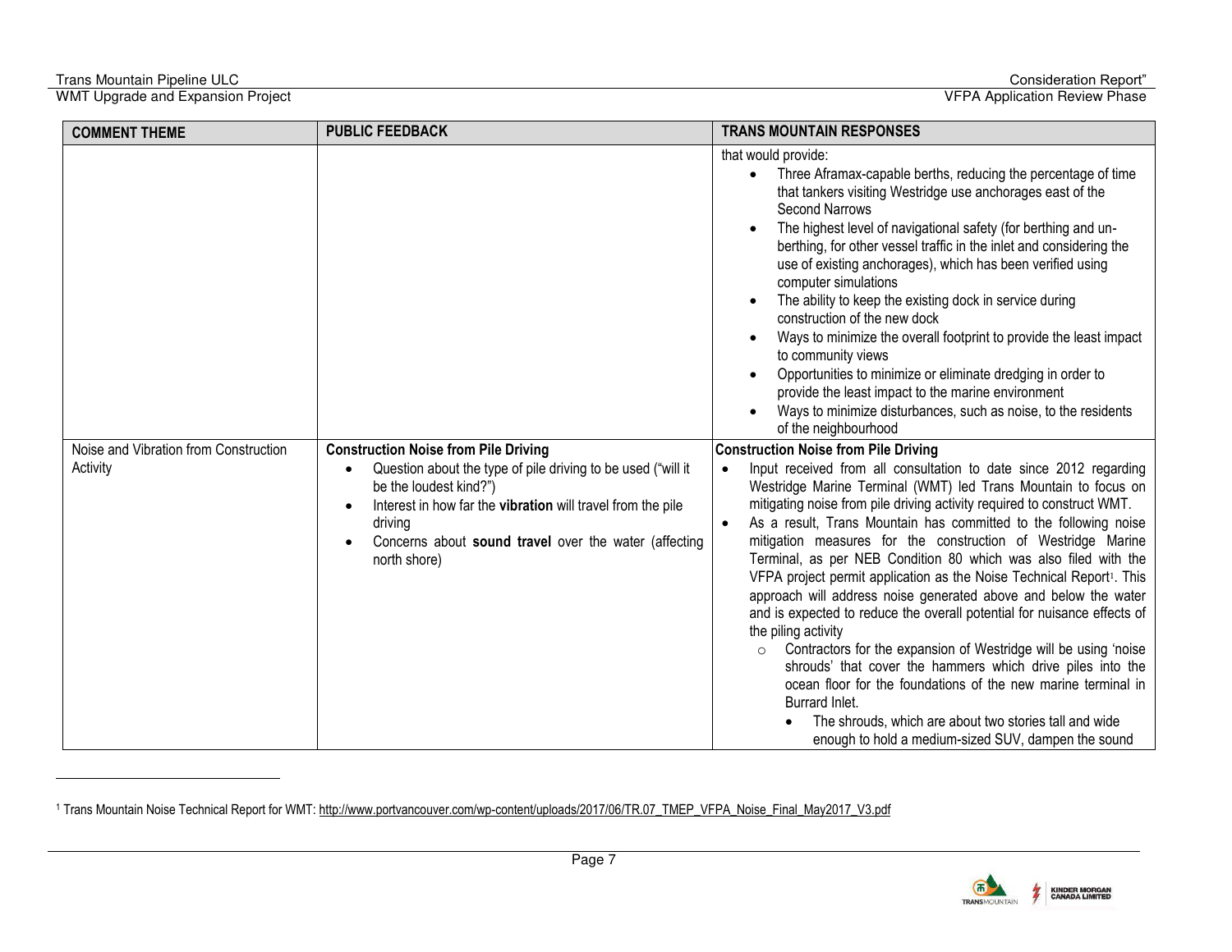| COMMENT THEME | PUBLIC FEEDBACK | TRANS MOUNTAIN RESPONSES |
|---|---|---|
| | | that would provide:<br>• Three Aframax-capable berths, reducing the percentage of time that tankers visiting Westridge use anchorages east of the Second Narrows<br>• The highest level of navigational safety (for berthing and un-berthing, for other vessel traffic in the inlet and considering the use of existing anchorages), which has been verified using computer simulations<br>• The ability to keep the existing dock in service during construction of the new dock<br>• Ways to minimize the overall footprint to provide the least impact to community views<br>• Opportunities to minimize or eliminate dredging in order to provide the least impact to the marine environment<br>• Ways to minimize disturbances, such as noise, to the residents of the neighbourhood |
| Noise and Vibration from Construction Activity | **Construction Noise from Pile Driving**<br>• Question about the type of pile driving to be used ("will it be the loudest kind?")<br>• Interest in how far the **vibration** will travel from the pile driving<br>• Concerns about **sound travel** over the water (affecting north shore) | **Construction Noise from Pile Driving**<br>• Input received from all consultation to date since 2012 regarding Westridge Marine Terminal (WMT) led Trans Mountain to focus on mitigating noise from pile driving activity required to construct WMT.<br>• As a result, Trans Mountain has committed to the following noise mitigation measures for the construction of Westridge Marine Terminal, as per NEB Condition 80 which was also filed with the VFPA project permit application as the Noise Technical Report[1]. This approach will address noise generated above and below the water and is expected to reduce the overall potential for nuisance effects of the piling activity<br>&nbsp;&nbsp;○ Contractors for the expansion of Westridge will be using 'noise shrouds' that cover the hammers which drive piles into the ocean floor for the foundations of the new marine terminal in Burrard Inlet.<br>&nbsp;&nbsp;&nbsp;&nbsp;• The shrouds, which are about two stories tall and wide enough to hold a medium-sized SUV, dampen the sound |

[1] Trans Mountain Noise Technical Report for WMT: http://www.portvancouver.com/wp-content/uploads/2017/06/TR.07_TMEP_VFPA_Noise_Final_May2017_V3.pdf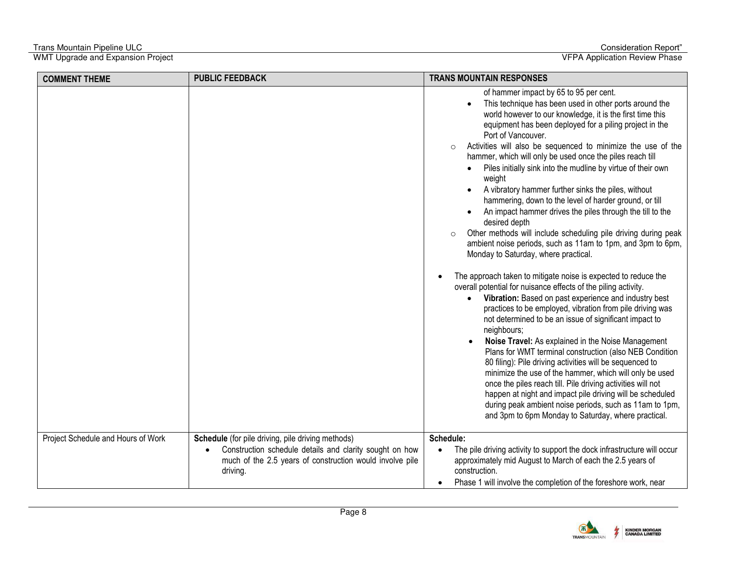| COMMENT THEME | PUBLIC FEEDBACK | TRANS MOUNTAIN RESPONSES |
|---|---|---|
| | | of hammer impact by 65 to 95 per cent.<br>• This technique has been used in other ports around the world however to our knowledge, it is the first time this equipment has been deployed for a piling project in the Port of Vancouver.<br>○ Activities will also be sequenced to minimize the use of the hammer, which will only be used once the piles reach till<br>• Piles initially sink into the mudline by virtue of their own weight<br>• A vibratory hammer further sinks the piles, without hammering, down to the level of harder ground, or till<br>• An impact hammer drives the piles through the till to the desired depth<br>○ Other methods will include scheduling pile driving during peak ambient noise periods, such as 11am to 1pm, and 3pm to 6pm, Monday to Saturday, where practical.<br><br>• The approach taken to mitigate noise is expected to reduce the overall potential for nuisance effects of the piling activity.<br>• **Vibration:** Based on past experience and industry best practices to be employed, vibration from pile driving was not determined to be an issue of significant impact to neighbours;<br>• **Noise Travel:** As explained in the Noise Management Plans for WMT terminal construction (also NEB Condition 80 filing): Pile driving activities will be sequenced to minimize the use of the hammer, which will only be used once the piles reach till. Pile driving activities will not happen at night and impact pile driving will be scheduled during peak ambient noise periods, such as 11am to 1pm, and 3pm to 6pm Monday to Saturday, where practical. |
| Project Schedule and Hours of Work | **Schedule** (for pile driving, pile driving methods)<br>• Construction schedule details and clarity sought on how much of the 2.5 years of construction would involve pile driving. | **Schedule:**<br>• The pile driving activity to support the dock infrastructure will occur approximately mid August to March of each the 2.5 years of construction.<br>• Phase 1 will involve the completion of the foreshore work, near |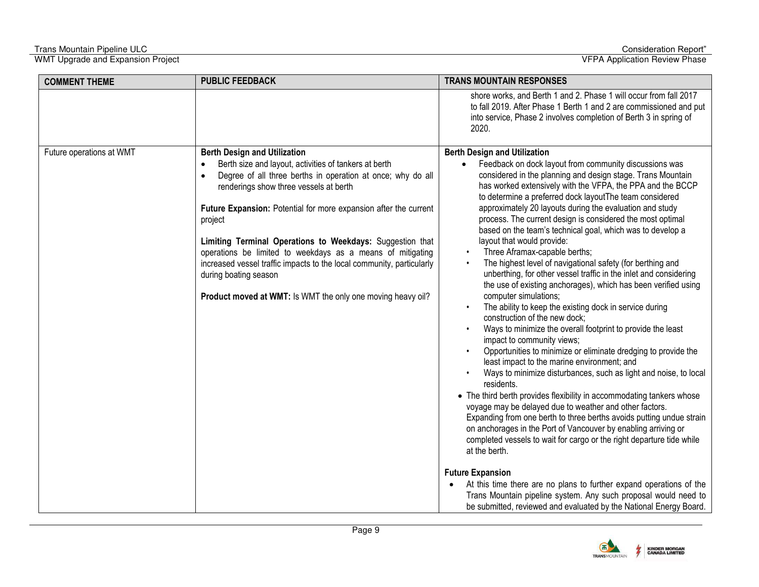| COMMENT THEME | PUBLIC FEEDBACK | TRANS MOUNTAIN RESPONSES |
|---|---|---|
| | | shore works, and Berth 1 and 2. Phase 1 will occur from fall 2017 to fall 2019. After Phase 1 Berth 1 and 2 are commissioned and put into service, Phase 2 involves completion of Berth 3 in spring of 2020. |
| Future operations at WMT | **Berth Design and Utilization**<br>• Berth size and layout, activities of tankers at berth<br>• Degree of all three berths in operation at once; why do all renderings show three vessels at berth<br><br>**Future Expansion:** Potential for more expansion after the current project<br><br>**Limiting Terminal Operations to Weekdays:** Suggestion that operations be limited to weekdays as a means of mitigating increased vessel traffic impacts to the local community, particularly during boating season<br><br>**Product moved at WMT:** Is WMT the only one moving heavy oil? | **Berth Design and Utilization**<br>• Feedback on dock layout from community discussions was considered in the planning and design stage. Trans Mountain has worked extensively with the VFPA, the PPA and the BCCP to determine a preferred dock layoutThe team considered approximately 20 layouts during the evaluation and study process. The current design is considered the most optimal based on the team's technical goal, which was to develop a layout that would provide:<br>• Three Aframax-capable berths;<br>• The highest level of navigational safety (for berthing and unberthing, for other vessel traffic in the inlet and considering the use of existing anchorages), which has been verified using computer simulations;<br>• The ability to keep the existing dock in service during construction of the new dock;<br>• Ways to minimize the overall footprint to provide the least impact to community views;<br>• Opportunities to minimize or eliminate dredging to provide the least impact to the marine environment; and<br>• Ways to minimize disturbances, such as light and noise, to local residents.<br>• The third berth provides flexibility in accommodating tankers whose voyage may be delayed due to weather and other factors. Expanding from one berth to three berths avoids putting undue strain on anchorages in the Port of Vancouver by enabling arriving or completed vessels to wait for cargo or the right departure tide while at the berth.<br><br>**Future Expansion**<br>• At this time there are no plans to further expand operations of the Trans Mountain pipeline system. Any such proposal would need to be submitted, reviewed and evaluated by the National Energy Board. |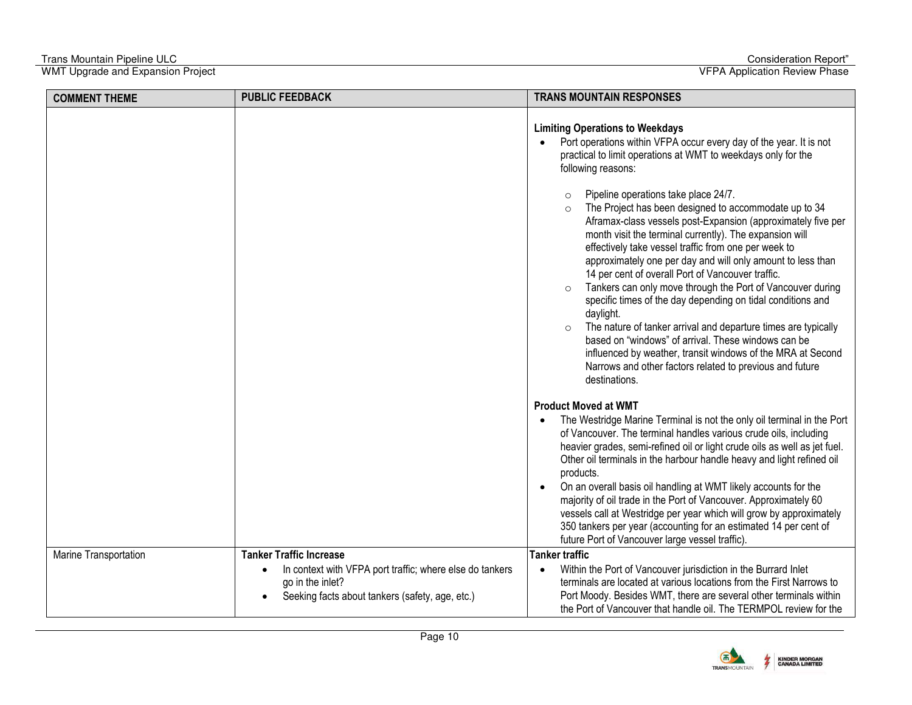| COMMENT THEME | PUBLIC FEEDBACK | TRANS MOUNTAIN RESPONSES |
|---|---|---|
| | | **Limiting Operations to Weekdays**<br>• Port operations within VFPA occur every day of the year. It is not practical to limit operations at WMT to weekdays only for the following reasons:<br>  ○ Pipeline operations take place 24/7.<br>  ○ The Project has been designed to accommodate up to 34 Aframax-class vessels post-Expansion (approximately five per month visit the terminal currently). The expansion will effectively take vessel traffic from one per week to approximately one per day and will only amount to less than 14 per cent of overall Port of Vancouver traffic.<br>  ○ Tankers can only move through the Port of Vancouver during specific times of the day depending on tidal conditions and daylight.<br>  ○ The nature of tanker arrival and departure times are typically based on "windows" of arrival. These windows can be influenced by weather, transit windows of the MRA at Second Narrows and other factors related to previous and future destinations.<br><br>**Product Moved at WMT**<br>• The Westridge Marine Terminal is not the only oil terminal in the Port of Vancouver. The terminal handles various crude oils, including heavier grades, semi-refined oil or light crude oils as well as jet fuel. Other oil terminals in the harbour handle heavy and light refined oil products.<br>• On an overall basis oil handling at WMT likely accounts for the majority of oil trade in the Port of Vancouver. Approximately 60 vessels call at Westridge per year which will grow by approximately 350 tankers per year (accounting for an estimated 14 per cent of future Port of Vancouver large vessel traffic). |
| Marine Transportation | **Tanker Traffic Increase**<br>• In context with VFPA port traffic; where else do tankers go in the inlet?<br>• Seeking facts about tankers (safety, age, etc.) | **Tanker traffic**<br>• Within the Port of Vancouver jurisdiction in the Burrard Inlet terminals are located at various locations from the First Narrows to Port Moody. Besides WMT, there are several other terminals within the Port of Vancouver that handle oil. The TERMPOL review for the |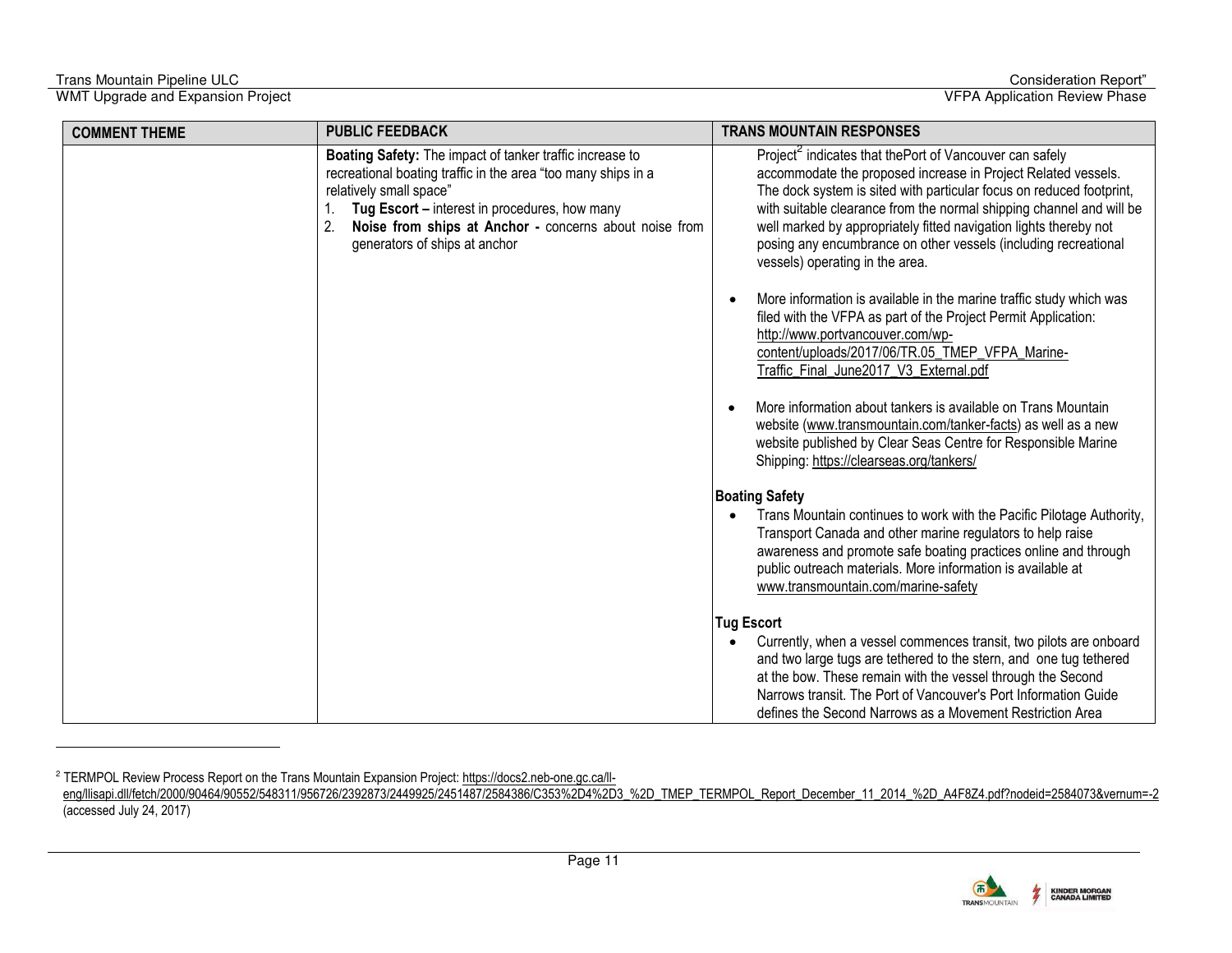| COMMENT THEME | PUBLIC FEEDBACK | TRANS MOUNTAIN RESPONSES |
| --- | --- | --- |
| | **Boating Safety:** The impact of tanker traffic increase to recreational boating traffic in the area "too many ships in a relatively small space"<br>1. **Tug Escort –** interest in procedures, how many<br>2. **Noise from ships at Anchor -** concerns about noise from generators of ships at anchor | Project[2] indicates that thePort of Vancouver can safely accommodate the proposed increase in Project Related vessels. The dock system is sited with particular focus on reduced footprint, with suitable clearance from the normal shipping channel and will be well marked by appropriately fitted navigation lights thereby not posing any encumbrance on other vessels (including recreational vessels) operating in the area.<br>• More information is available in the marine traffic study which was filed with the VFPA as part of the Project Permit Application: http://www.portvancouver.com/wp-content/uploads/2017/06/TR.05_TMEP_VFPA_Marine-Traffic_Final_June2017_V3_External.pdf<br>• More information about tankers is available on Trans Mountain website (www.transmountain.com/tanker-facts) as well as a new website published by Clear Seas Centre for Responsible Marine Shipping: https://clearseas.org/tankers/<br>**Boating Safety**<br>• Trans Mountain continues to work with the Pacific Pilotage Authority, Transport Canada and other marine regulators to help raise awareness and promote safe boating practices online and through public outreach materials. More information is available at www.transmountain.com/marine-safety<br>**Tug Escort**<br>• Currently, when a vessel commences transit, two pilots are onboard and two large tugs are tethered to the stern, and one tug tethered at the bow. These remain with the vessel through the Second Narrows transit. The Port of Vancouver's Port Information Guide defines the Second Narrows as a Movement Restriction Area |

[2] TERMPOL Review Process Report on the Trans Mountain Expansion Project: https://docs2.neb-one.gc.ca/ll-eng/llisapi.dll/fetch/2000/90464/90552/548311/956726/2392873/2449925/2451487/2584386/C353%2D4%2D3_%2D_TMEP_TERMPOL_Report_December_11_2014_%2D_A4F8Z4.pdf?nodeid=2584073&vernum=-2 (accessed July 24, 2017)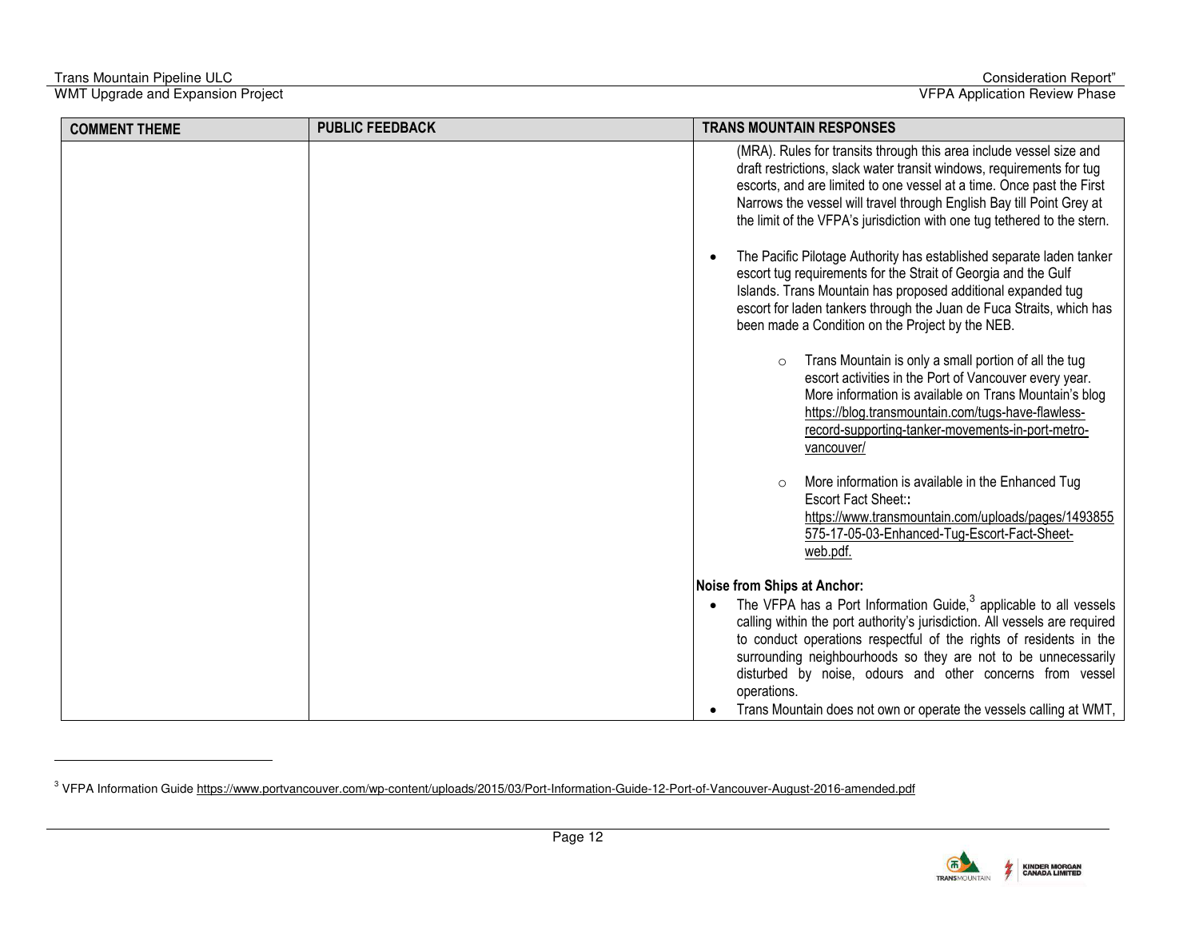| COMMENT THEME | PUBLIC FEEDBACK | TRANS MOUNTAIN RESPONSES |
|---|---|---|
| | | (MRA). Rules for transits through this area include vessel size and draft restrictions, slack water transit windows, requirements for tug escorts, and are limited to one vessel at a time. Once past the First Narrows the vessel will travel through English Bay till Point Grey at the limit of the VFPA's jurisdiction with one tug tethered to the stern.<br><br>• The Pacific Pilotage Authority has established separate laden tanker escort tug requirements for the Strait of Georgia and the Gulf Islands. Trans Mountain has proposed additional expanded tug escort for laden tankers through the Juan de Fuca Straits, which has been made a Condition on the Project by the NEB.<br><br>&nbsp;&nbsp;&nbsp;&nbsp;○ Trans Mountain is only a small portion of all the tug escort activities in the Port of Vancouver every year. More information is available on Trans Mountain's blog https://blog.transmountain.com/tugs-have-flawless-record-supporting-tanker-movements-in-port-metro-vancouver/<br><br>&nbsp;&nbsp;&nbsp;&nbsp;○ More information is available in the Enhanced Tug Escort Fact Sheet:: https://www.transmountain.com/uploads/pages/1493855575-17-05-03-Enhanced-Tug-Escort-Fact-Sheet-web.pdf.<br><br>**Noise from Ships at Anchor:**<br>• The VFPA has a Port Information Guide,[3] applicable to all vessels calling within the port authority's jurisdiction. All vessels are required to conduct operations respectful of the rights of residents in the surrounding neighbourhoods so they are not to be unnecessarily disturbed by noise, odours and other concerns from vessel operations.<br>• Trans Mountain does not own or operate the vessels calling at WMT, |

[3] VFPA Information Guide https://www.portvancouver.com/wp-content/uploads/2015/03/Port-Information-Guide-12-Port-of-Vancouver-August-2016-amended.pdf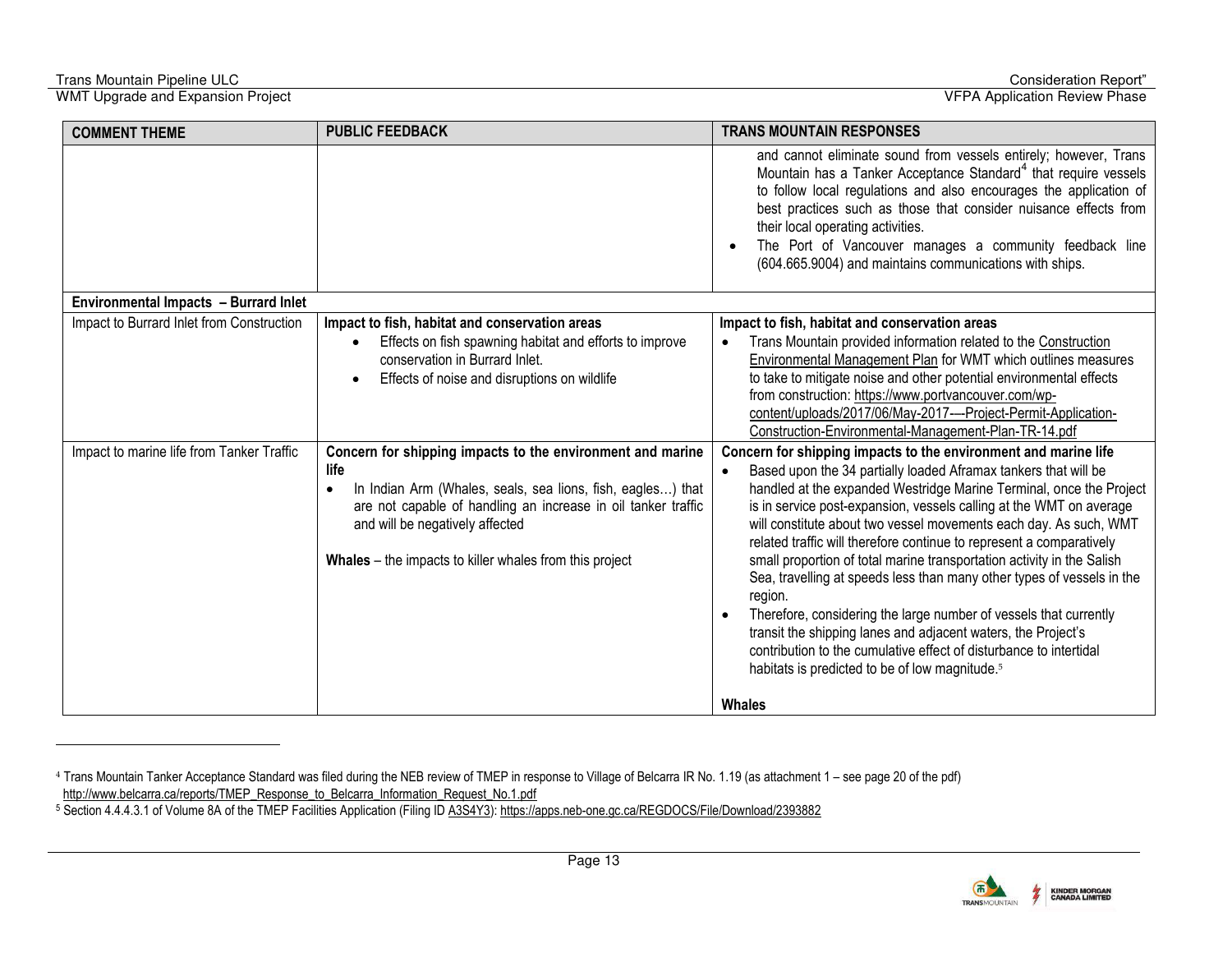| COMMENT THEME | PUBLIC FEEDBACK | TRANS MOUNTAIN RESPONSES |
|---|---|---|
| | | and cannot eliminate sound from vessels entirely; however, Trans Mountain has a Tanker Acceptance Standard[4] that require vessels to follow local regulations and also encourages the application of best practices such as those that consider nuisance effects from their local operating activities.<br>• The Port of Vancouver manages a community feedback line (604.665.9004) and maintains communications with ships. |
| **Environmental Impacts – Burrard Inlet** | | |
| Impact to Burrard Inlet from Construction | **Impact to fish, habitat and conservation areas**<br>• Effects on fish spawning habitat and efforts to improve conservation in Burrard Inlet.<br>• Effects of noise and disruptions on wildlife | **Impact to fish, habitat and conservation areas**<br>• Trans Mountain provided information related to the Construction Environmental Management Plan for WMT which outlines measures to take to mitigate noise and other potential environmental effects from construction: https://www.portvancouver.com/wp-content/uploads/2017/06/May-2017-—-Project-Permit-Application-Construction-Environmental-Management-Plan-TR-14.pdf |
| Impact to marine life from Tanker Traffic | **Concern for shipping impacts to the environment and marine life**<br>• In Indian Arm (Whales, seals, sea lions, fish, eagles…) that are not capable of handling an increase in oil tanker traffic and will be negatively affected<br><br>**Whales** – the impacts to killer whales from this project | **Concern for shipping impacts to the environment and marine life**<br>• Based upon the 34 partially loaded Aframax tankers that will be handled at the expanded Westridge Marine Terminal, once the Project is in service post-expansion, vessels calling at the WMT on average will constitute about two vessel movements each day. As such, WMT related traffic will therefore continue to represent a comparatively small proportion of total marine transportation activity in the Salish Sea, travelling at speeds less than many other types of vessels in the region.<br>• Therefore, considering the large number of vessels that currently transit the shipping lanes and adjacent waters, the Project's contribution to the cumulative effect of disturbance to intertidal habitats is predicted to be of low magnitude.[5]<br><br>**Whales** |

[4] Trans Mountain Tanker Acceptance Standard was filed during the NEB review of TMEP in response to Village of Belcarra IR No. 1.19 (as attachment 1 – see page 20 of the pdf) http://www.belcarra.ca/reports/TMEP_Response_to_Belcarra_Information_Request_No.1.pdf

[5] Section 4.4.4.3.1 of Volume 8A of the TMEP Facilities Application (Filing ID A3S4Y3): https://apps.neb-one.gc.ca/REGDOCS/File/Download/2393882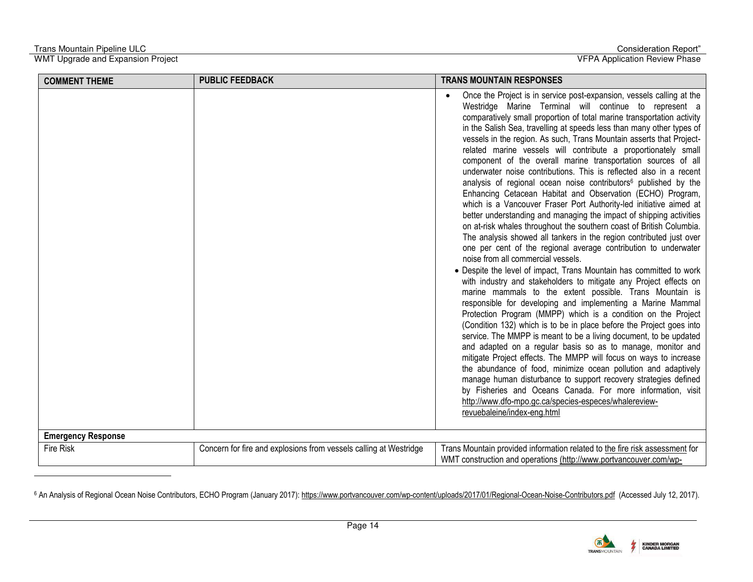| COMMENT THEME | PUBLIC FEEDBACK | TRANS MOUNTAIN RESPONSES |
|---|---|---|
| | | • Once the Project is in service post-expansion, vessels calling at the Westridge Marine Terminal will continue to represent a comparatively small proportion of total marine transportation activity in the Salish Sea, travelling at speeds less than many other types of vessels in the region. As such, Trans Mountain asserts that Project-related marine vessels will contribute a proportionately small component of the overall marine transportation sources of all underwater noise contributions. This is reflected also in a recent analysis of regional ocean noise contributors[6] published by the Enhancing Cetacean Habitat and Observation (ECHO) Program, which is a Vancouver Fraser Port Authority-led initiative aimed at better understanding and managing the impact of shipping activities on at-risk whales throughout the southern coast of British Columbia. The analysis showed all tankers in the region contributed just over one per cent of the regional average contribution to underwater noise from all commercial vessels.<br>• Despite the level of impact, Trans Mountain has committed to work with industry and stakeholders to mitigate any Project effects on marine mammals to the extent possible. Trans Mountain is responsible for developing and implementing a Marine Mammal Protection Program (MMPP) which is a condition on the Project (Condition 132) which is to be in place before the Project goes into service. The MMPP is meant to be a living document, to be updated and adapted on a regular basis so as to manage, monitor and mitigate Project effects. The MMPP will focus on ways to increase the abundance of food, minimize ocean pollution and adaptively manage human disturbance to support recovery strategies defined by Fisheries and Oceans Canada. For more information, visit http://www.dfo-mpo.gc.ca/species-especes/whalereview-revuebaleine/index-eng.html |
| **Emergency Response** | | |
| Fire Risk | Concern for fire and explosions from vessels calling at Westridge | Trans Mountain provided information related to the fire risk assessment for WMT construction and operations (http://www.portvancouver.com/wp- |

[6] An Analysis of Regional Ocean Noise Contributors, ECHO Program (January 2017): https://www.portvancouver.com/wp-content/uploads/2017/01/Regional-Ocean-Noise-Contributors.pdf (Accessed July 12, 2017).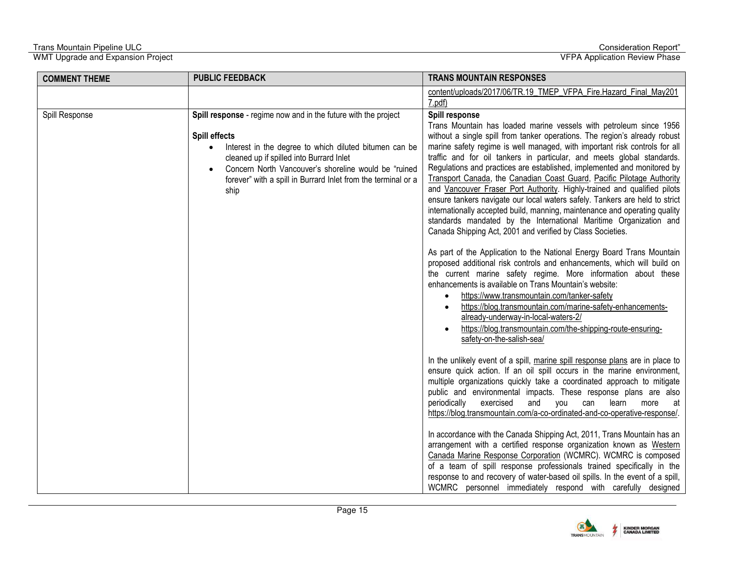| COMMENT THEME | PUBLIC FEEDBACK | TRANS MOUNTAIN RESPONSES |
| --- | --- | --- |
| | | content/uploads/2017/06/TR.19_TMEP_VFPA_Fire.Hazard_Final_May2017.pdf) |
| Spill Response | **Spill response** - regime now and in the future with the project<br><br>**Spill effects**<br>• Interest in the degree to which diluted bitumen can be cleaned up if spilled into Burrard Inlet<br>• Concern North Vancouver's shoreline would be "ruined forever" with a spill in Burrard Inlet from the terminal or a ship | **Spill response**<br>Trans Mountain has loaded marine vessels with petroleum since 1956 without a single spill from tanker operations. The region's already robust marine safety regime is well managed, with important risk controls for all traffic and for oil tankers in particular, and meets global standards. Regulations and practices are established, implemented and monitored by Transport Canada, the Canadian Coast Guard, Pacific Pilotage Authority and Vancouver Fraser Port Authority. Highly-trained and qualified pilots ensure tankers navigate our local waters safely. Tankers are held to strict internationally accepted build, manning, maintenance and operating quality standards mandated by the International Maritime Organization and Canada Shipping Act, 2001 and verified by Class Societies.<br><br>As part of the Application to the National Energy Board Trans Mountain proposed additional risk controls and enhancements, which will build on the current marine safety regime. More information about these enhancements is available on Trans Mountain's website:<br>• https://www.transmountain.com/tanker-safety<br>• https://blog.transmountain.com/marine-safety-enhancements-already-underway-in-local-waters-2/<br>• https://blog.transmountain.com/the-shipping-route-ensuring-safety-on-the-salish-sea/<br><br>In the unlikely event of a spill, marine spill response plans are in place to ensure quick action. If an oil spill occurs in the marine environment, multiple organizations quickly take a coordinated approach to mitigate public and environmental impacts. These response plans are also periodically exercised and you can learn more at https://blog.transmountain.com/a-co-ordinated-and-co-operative-response/.<br><br>In accordance with the Canada Shipping Act, 2011, Trans Mountain has an arrangement with a certified response organization known as Western Canada Marine Response Corporation (WCMRC). WCMRC is composed of a team of spill response professionals trained specifically in the response to and recovery of water-based oil spills. In the event of a spill, WCMRC personnel immediately respond with carefully designed |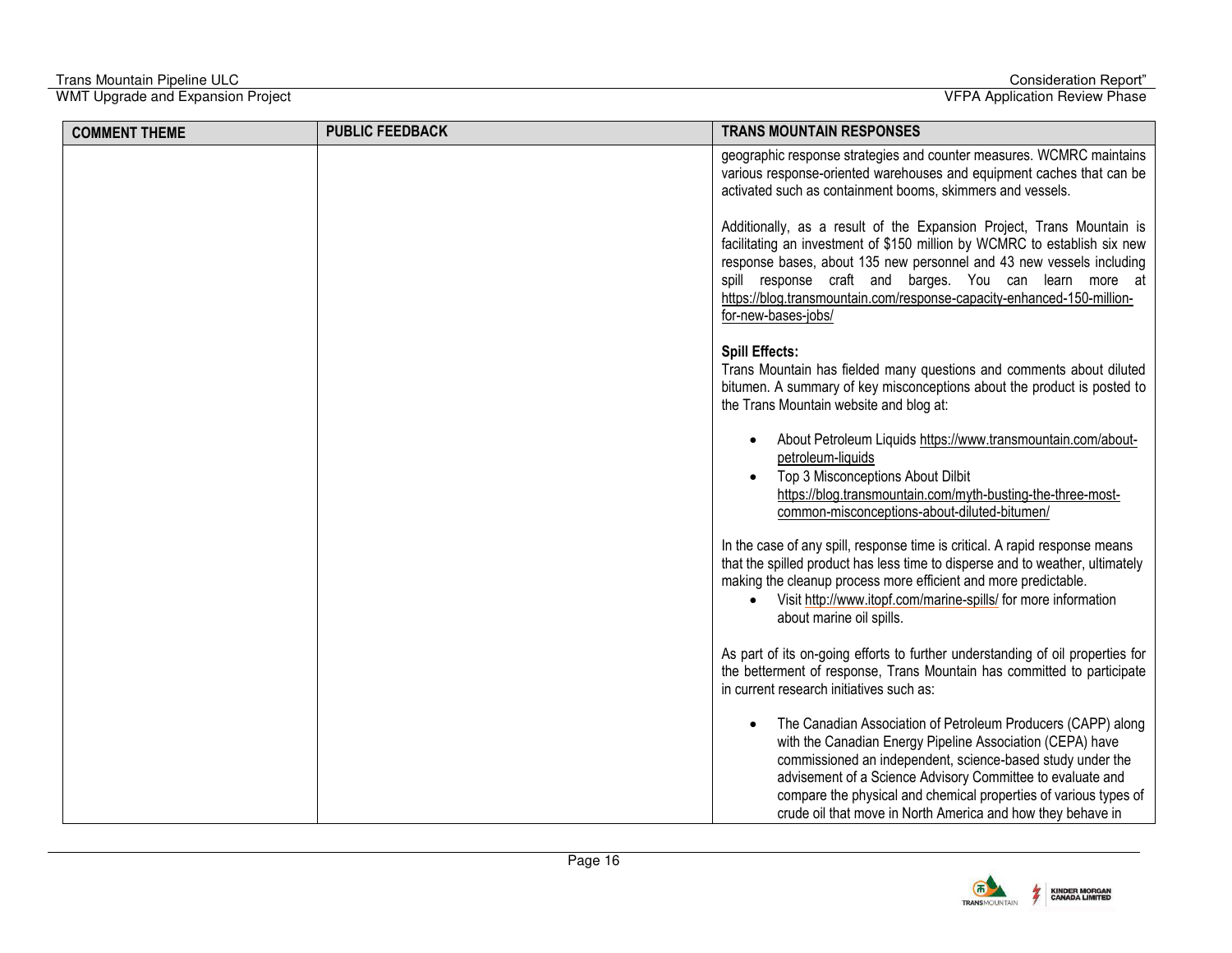| COMMENT THEME | PUBLIC FEEDBACK | TRANS MOUNTAIN RESPONSES |
|---|---|---|
| | | geographic response strategies and counter measures. WCMRC maintains various response-oriented warehouses and equipment caches that can be activated such as containment booms, skimmers and vessels.<br><br>Additionally, as a result of the Expansion Project, Trans Mountain is facilitating an investment of $150 million by WCMRC to establish six new response bases, about 135 new personnel and 43 new vessels including spill response craft and barges. You can learn more at https://blog.transmountain.com/response-capacity-enhanced-150-million-for-new-bases-jobs/<br><br>**Spill Effects:**<br>Trans Mountain has fielded many questions and comments about diluted bitumen. A summary of key misconceptions about the product is posted to the Trans Mountain website and blog at:<br><br>• About Petroleum Liquids https://www.transmountain.com/about-petroleum-liquids<br>• Top 3 Misconceptions About Dilbit https://blog.transmountain.com/myth-busting-the-three-most-common-misconceptions-about-diluted-bitumen/<br><br>In the case of any spill, response time is critical. A rapid response means that the spilled product has less time to disperse and to weather, ultimately making the cleanup process more efficient and more predictable.<br>• Visit http://www.itopf.com/marine-spills/ for more information about marine oil spills.<br><br>As part of its on-going efforts to further understanding of oil properties for the betterment of response, Trans Mountain has committed to participate in current research initiatives such as:<br><br>• The Canadian Association of Petroleum Producers (CAPP) along with the Canadian Energy Pipeline Association (CEPA) have commissioned an independent, science-based study under the advisement of a Science Advisory Committee to evaluate and compare the physical and chemical properties of various types of crude oil that move in North America and how they behave in |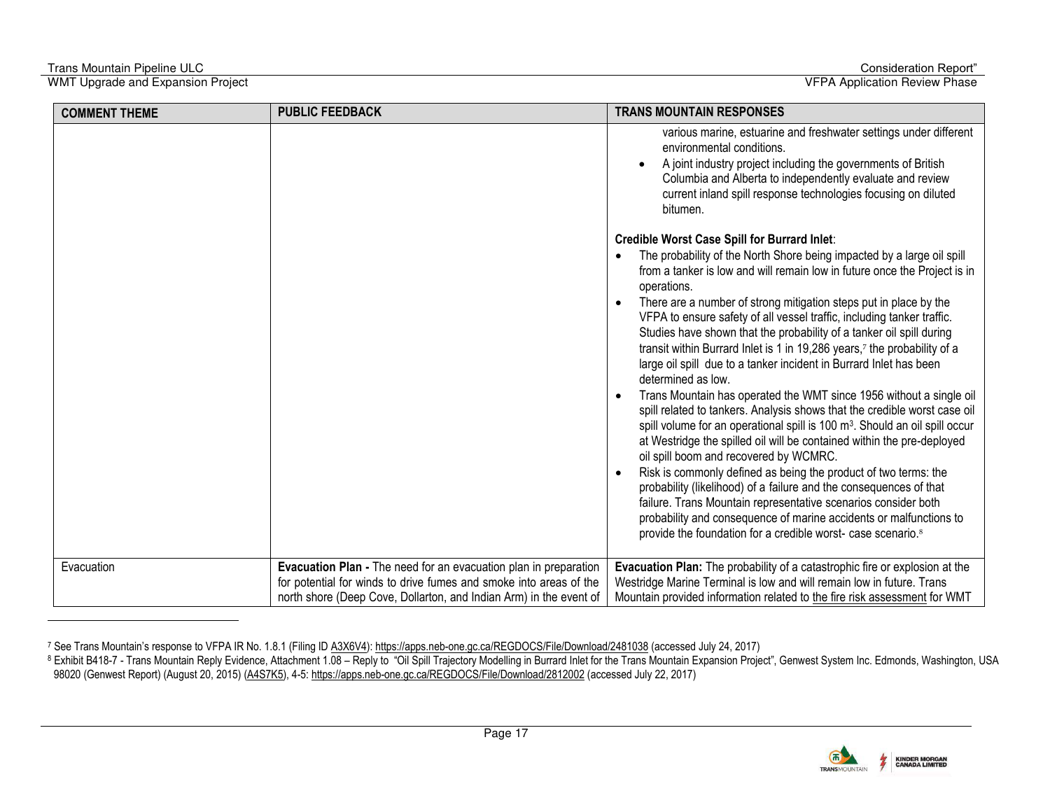| COMMENT THEME | PUBLIC FEEDBACK | TRANS MOUNTAIN RESPONSES |
|---|---|---|
| | | various marine, estuarine and freshwater settings under different environmental conditions.<br>• A joint industry project including the governments of British Columbia and Alberta to independently evaluate and review current inland spill response technologies focusing on diluted bitumen.<br><br>**Credible Worst Case Spill for Burrard Inlet**:<br>• The probability of the North Shore being impacted by a large oil spill from a tanker is low and will remain low in future once the Project is in operations.<br>• There are a number of strong mitigation steps put in place by the VFPA to ensure safety of all vessel traffic, including tanker traffic. Studies have shown that the probability of a tanker oil spill during transit within Burrard Inlet is 1 in 19,286 years,[7] the probability of a large oil spill due to a tanker incident in Burrard Inlet has been determined as low.<br>• Trans Mountain has operated the WMT since 1956 without a single oil spill related to tankers. Analysis shows that the credible worst case oil spill volume for an operational spill is 100 $m^3$. Should an oil spill occur at Westridge the spilled oil will be contained within the pre-deployed oil spill boom and recovered by WCMRC.<br>• Risk is commonly defined as being the product of two terms: the probability (likelihood) of a failure and the consequences of that failure. Trans Mountain representative scenarios consider both probability and consequence of marine accidents or malfunctions to provide the foundation for a credible worst- case scenario.[8] |
| Evacuation | **Evacuation Plan -** The need for an evacuation plan in preparation for potential for winds to drive fumes and smoke into areas of the north shore (Deep Cove, Dollarton, and Indian Arm) in the event of | **Evacuation Plan:** The probability of a catastrophic fire or explosion at the Westridge Marine Terminal is low and will remain low in future. Trans Mountain provided information related to the fire risk assessment for WMT |

[7] See Trans Mountain's response to VFPA IR No. 1.8.1 (Filing ID A3X6V4): https://apps.neb-one.gc.ca/REGDOCS/File/Download/2481038 (accessed July 24, 2017)

[8] Exhibit B418-7 - Trans Mountain Reply Evidence, Attachment 1.08 – Reply to "Oil Spill Trajectory Modelling in Burrard Inlet for the Trans Mountain Expansion Project", Genwest System Inc. Edmonds, Washington, USA 98020 (Genwest Report) (August 20, 2015) (A4S7K5), 4-5: https://apps.neb-one.gc.ca/REGDOCS/File/Download/2812002 (accessed July 22, 2017)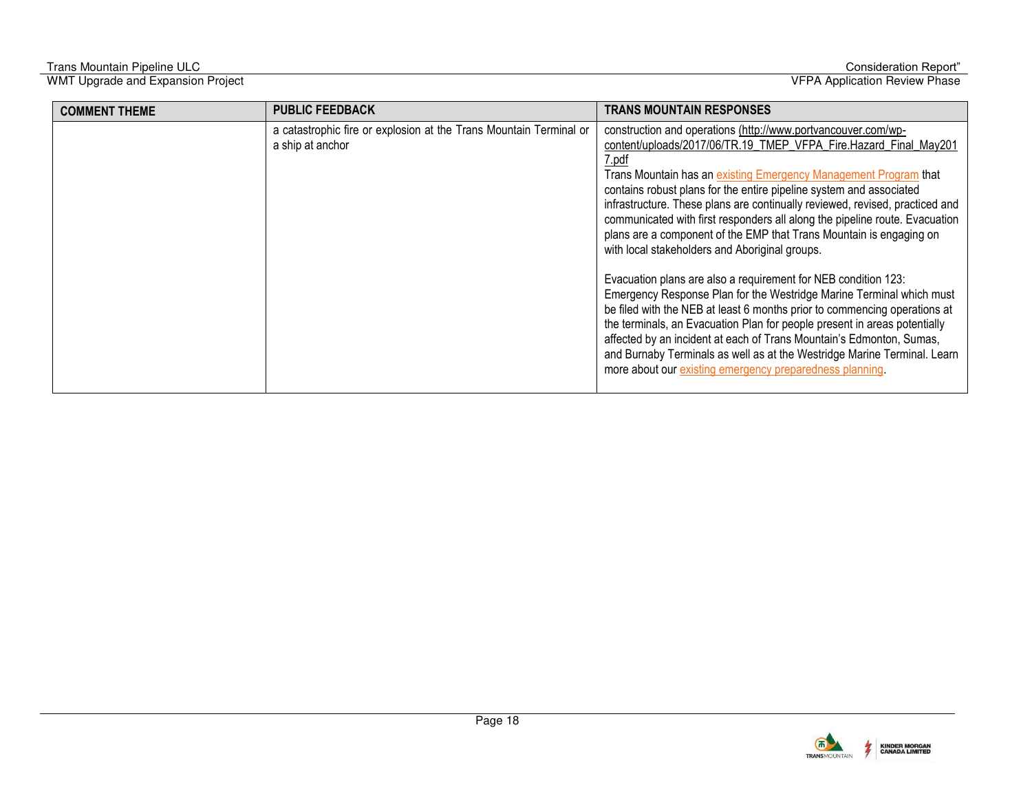| COMMENT THEME | PUBLIC FEEDBACK | TRANS MOUNTAIN RESPONSES |
|---|---|---|
| | a catastrophic fire or explosion at the Trans Mountain Terminal or a ship at anchor | construction and operations (http://www.portvancouver.com/wp-content/uploads/2017/06/TR.19_TMEP_VFPA_Fire.Hazard_Final_May2017.pdf<br>Trans Mountain has an existing Emergency Management Program that contains robust plans for the entire pipeline system and associated infrastructure. These plans are continually reviewed, revised, practiced and communicated with first responders all along the pipeline route. Evacuation plans are a component of the EMP that Trans Mountain is engaging on with local stakeholders and Aboriginal groups.<br><br>Evacuation plans are also a requirement for NEB condition 123: Emergency Response Plan for the Westridge Marine Terminal which must be filed with the NEB at least 6 months prior to commencing operations at the terminals, an Evacuation Plan for people present in areas potentially affected by an incident at each of Trans Mountain's Edmonton, Sumas, and Burnaby Terminals as well as at the Westridge Marine Terminal. Learn more about our existing emergency preparedness planning. |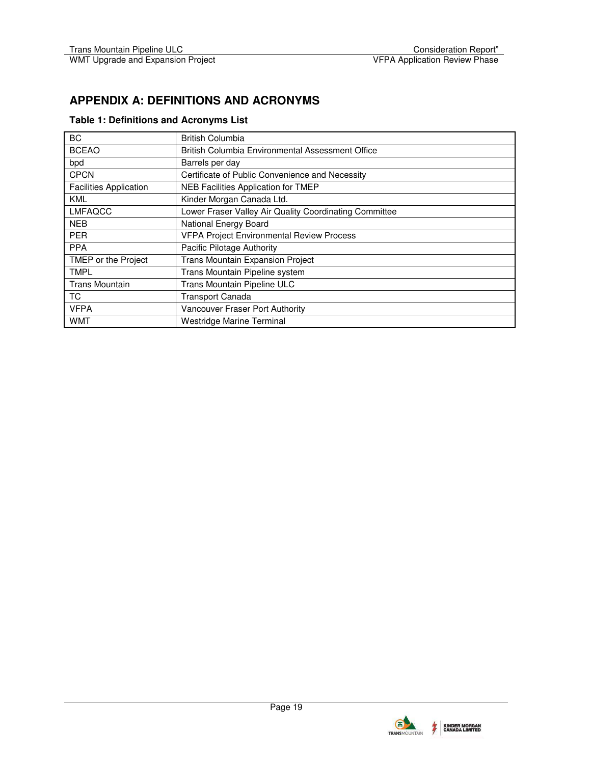## APPENDIX A: DEFINITIONS AND ACRONYMS

### Table 1: Definitions and Acronyms List

| | |
|---|---|
| BC | British Columbia |
| BCEAO | British Columbia Environmental Assessment Office |
| bpd | Barrels per day |
| CPCN | Certificate of Public Convenience and Necessity |
| Facilities Application | NEB Facilities Application for TMEP |
| KML | Kinder Morgan Canada Ltd. |
| LMFAQCC | Lower Fraser Valley Air Quality Coordinating Committee |
| NEB | National Energy Board |
| PER | VFPA Project Environmental Review Process |
| PPA | Pacific Pilotage Authority |
| TMEP or the Project | Trans Mountain Expansion Project |
| TMPL | Trans Mountain Pipeline system |
| Trans Mountain | Trans Mountain Pipeline ULC |
| TC | Transport Canada |
| VFPA | Vancouver Fraser Port Authority |
| WMT | Westridge Marine Terminal |